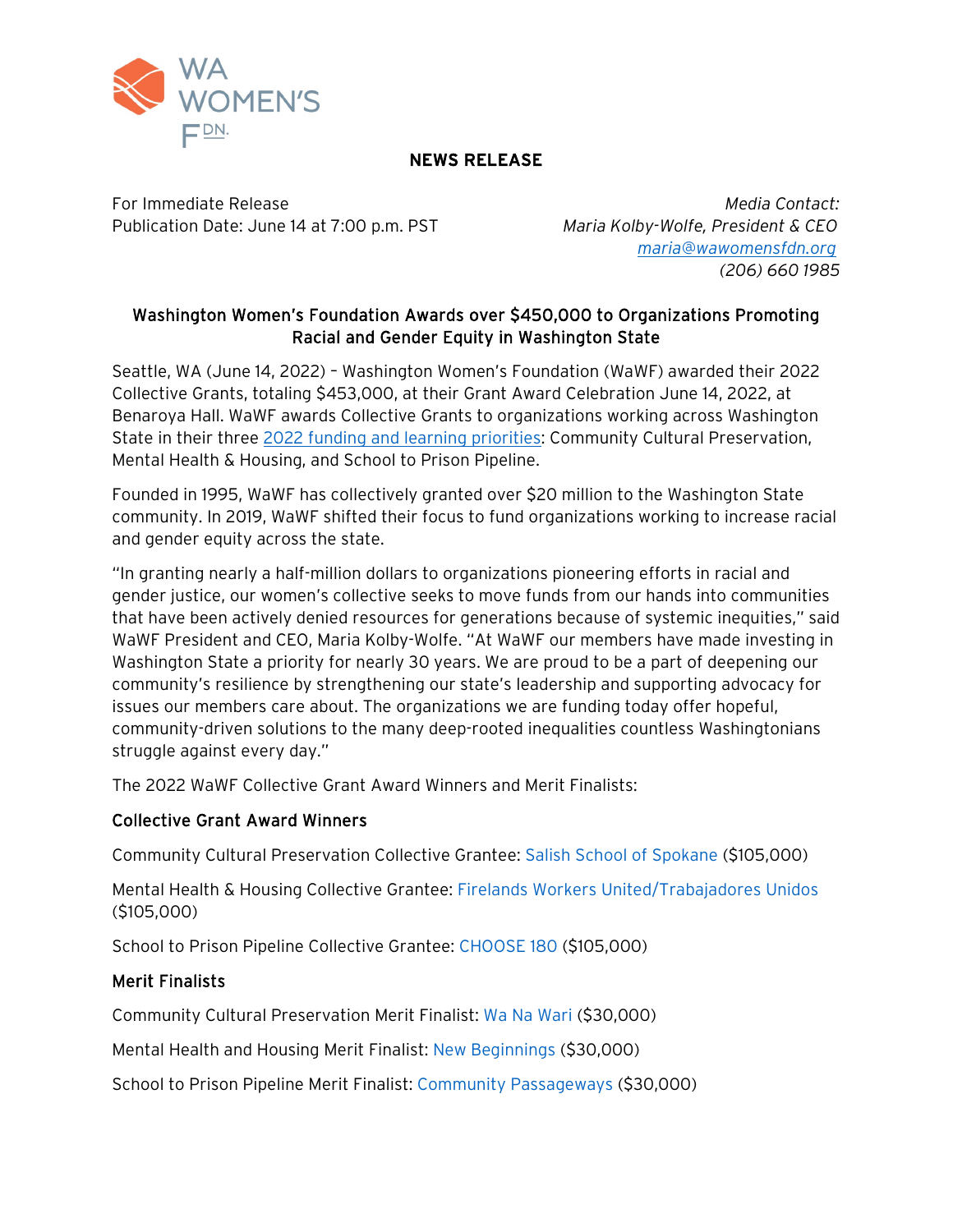WA WOMEN'S FDN.

**NEWS RELEASE**

For Immediate Release
Publication Date: June 14 at 7:00 p.m. PST

*Media Contact:*
*Maria Kolby-Wolfe, President & CEO*
*maria@wawomensfdn.org*
*(206) 660 1985*

## Washington Women's Foundation Awards over $450,000 to Organizations Promoting Racial and Gender Equity in Washington State

Seattle, WA (June 14, 2022) – Washington Women's Foundation (WaWF) awarded their 2022 Collective Grants, totaling $453,000, at their Grant Award Celebration June 14, 2022, at Benaroya Hall. WaWF awards Collective Grants to organizations working across Washington State in their three 2022 funding and learning priorities: Community Cultural Preservation, Mental Health & Housing, and School to Prison Pipeline.

Founded in 1995, WaWF has collectively granted over $20 million to the Washington State community. In 2019, WaWF shifted their focus to fund organizations working to increase racial and gender equity across the state.

"In granting nearly a half-million dollars to organizations pioneering efforts in racial and gender justice, our women's collective seeks to move funds from our hands into communities that have been actively denied resources for generations because of systemic inequities," said WaWF President and CEO, Maria Kolby-Wolfe. "At WaWF our members have made investing in Washington State a priority for nearly 30 years. We are proud to be a part of deepening our community's resilience by strengthening our state's leadership and supporting advocacy for issues our members care about. The organizations we are funding today offer hopeful, community-driven solutions to the many deep-rooted inequalities countless Washingtonians struggle against every day."

The 2022 WaWF Collective Grant Award Winners and Merit Finalists:

### Collective Grant Award Winners

Community Cultural Preservation Collective Grantee: Salish School of Spokane ($105,000)

Mental Health & Housing Collective Grantee: Firelands Workers United/Trabajadores Unidos ($105,000)

School to Prison Pipeline Collective Grantee: CHOOSE 180 ($105,000)

### Merit Finalists

Community Cultural Preservation Merit Finalist: Wa Na Wari ($30,000)

Mental Health and Housing Merit Finalist: New Beginnings ($30,000)

School to Prison Pipeline Merit Finalist: Community Passageways ($30,000)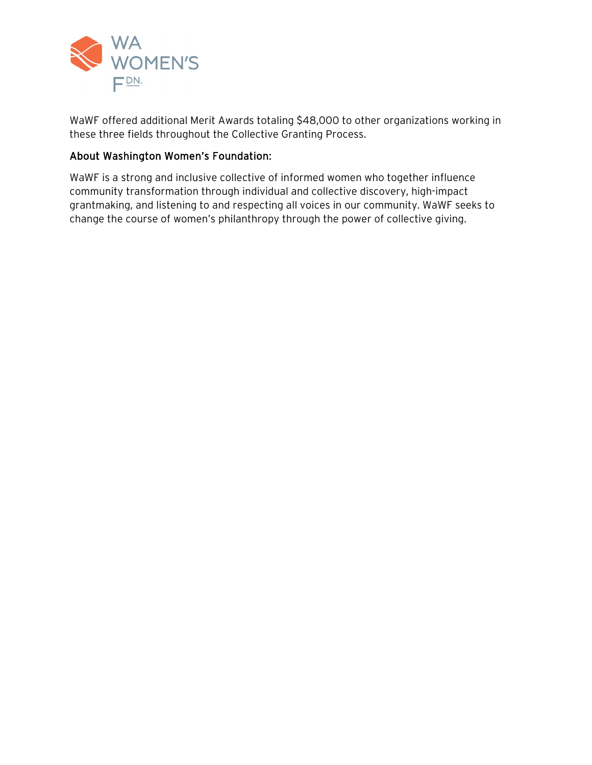WaWF offered additional Merit Awards totaling $48,000 to other organizations working in these three fields throughout the Collective Granting Process.

## About Washington Women's Foundation:

WaWF is a strong and inclusive collective of informed women who together influence community transformation through individual and collective discovery, high-impact grantmaking, and listening to and respecting all voices in our community. WaWF seeks to change the course of women's philanthropy through the power of collective giving.